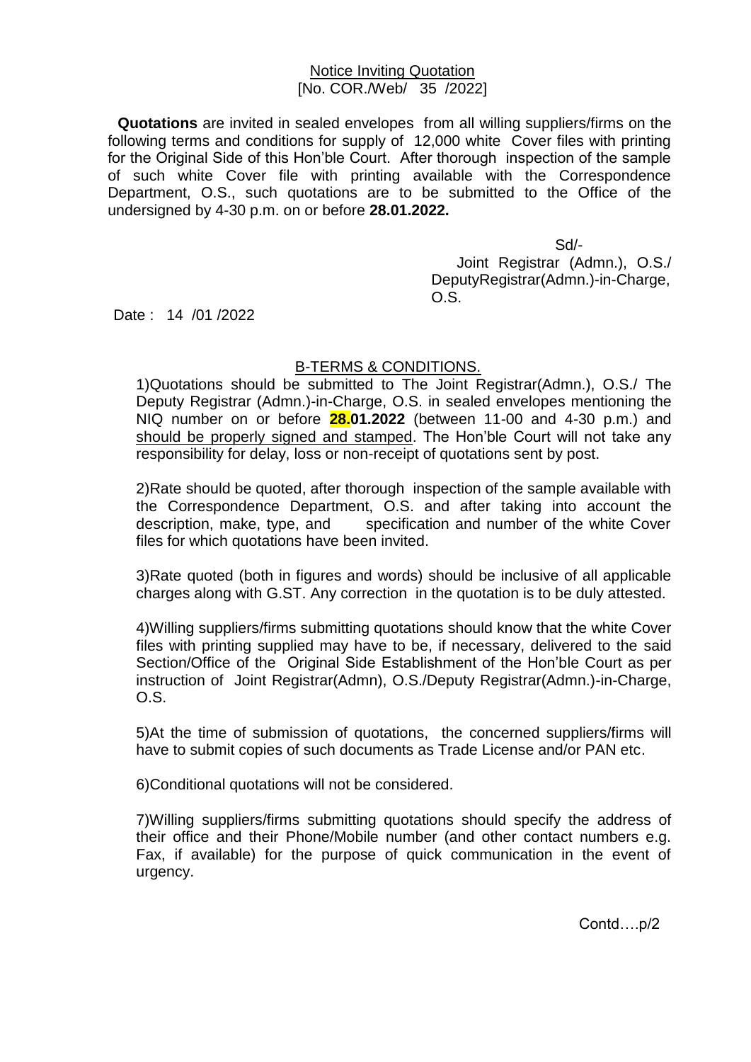Notice Inviting Quotation
[No. COR./Web/ 35 /2022]

**Quotations** are invited in sealed envelopes from all willing suppliers/firms on the following terms and conditions for supply of 12,000 white Cover files with printing for the Original Side of this Hon'ble Court. After thorough inspection of the sample of such white Cover file with printing available with the Correspondence Department, O.S., such quotations are to be submitted to the Office of the undersigned by 4-30 p.m. on or before **28.01.2022.**

Sd/-
Joint Registrar (Admn.), O.S./
DeputyRegistrar(Admn.)-in-Charge,
O.S.

Date : 14 /01 /2022

## B-TERMS & CONDITIONS.

1)Quotations should be submitted to The Joint Registrar(Admn.), O.S./ The Deputy Registrar (Admn.)-in-Charge, O.S. in sealed envelopes mentioning the NIQ number on or before **28.01.2022** (between 11-00 and 4-30 p.m.) and should be properly signed and stamped. The Hon'ble Court will not take any responsibility for delay, loss or non-receipt of quotations sent by post.

2)Rate should be quoted, after thorough inspection of the sample available with the Correspondence Department, O.S. and after taking into account the description, make, type, and specification and number of the white Cover files for which quotations have been invited.

3)Rate quoted (both in figures and words) should be inclusive of all applicable charges along with G.ST. Any correction in the quotation is to be duly attested.

4)Willing suppliers/firms submitting quotations should know that the white Cover files with printing supplied may have to be, if necessary, delivered to the said Section/Office of the Original Side Establishment of the Hon'ble Court as per instruction of Joint Registrar(Admn), O.S./Deputy Registrar(Admn.)-in-Charge, O.S.

5)At the time of submission of quotations, the concerned suppliers/firms will have to submit copies of such documents as Trade License and/or PAN etc.

6)Conditional quotations will not be considered.

7)Willing suppliers/firms submitting quotations should specify the address of their office and their Phone/Mobile number (and other contact numbers e.g. Fax, if available) for the purpose of quick communication in the event of urgency.

Contd….p/2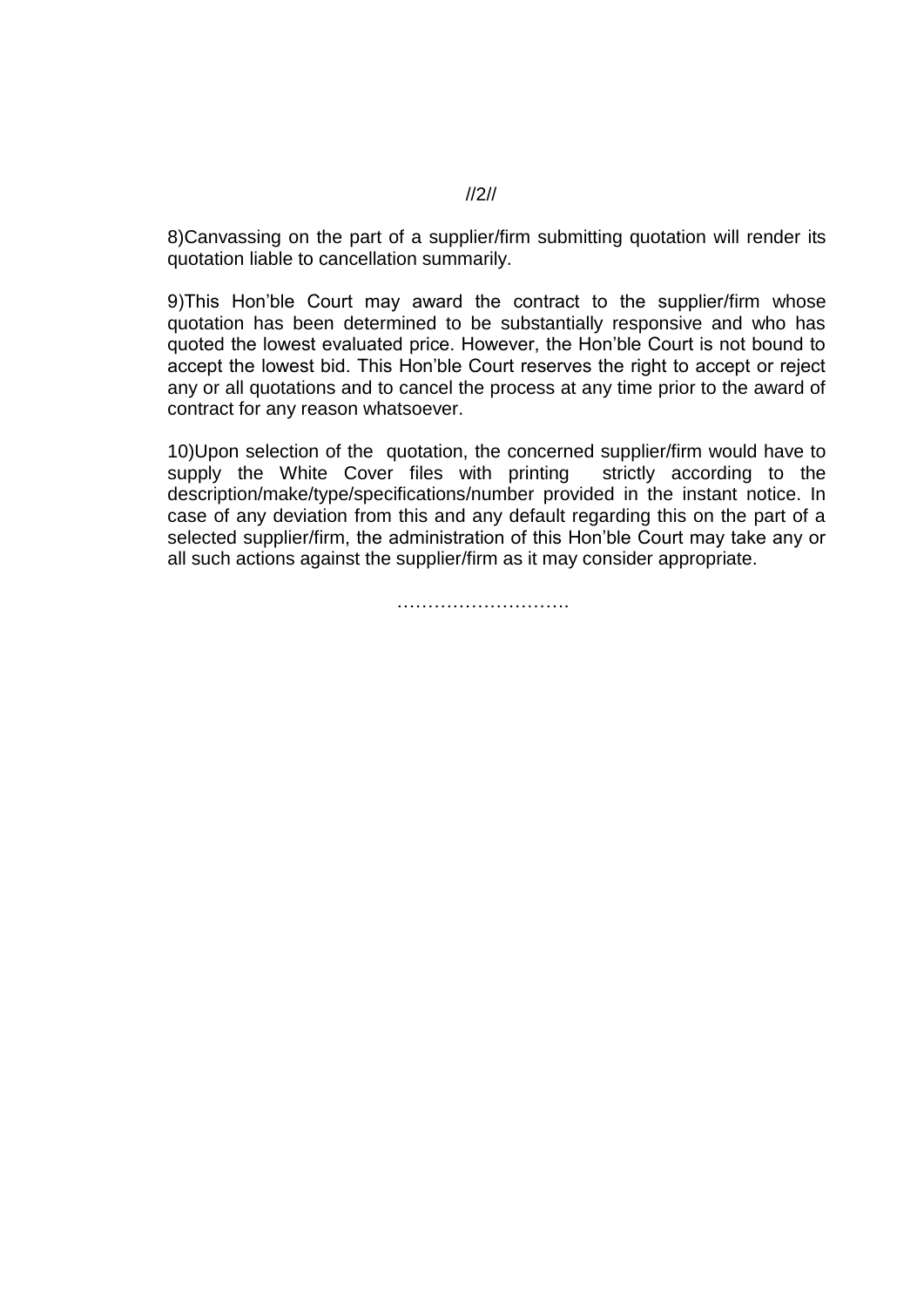8)Canvassing on the part of a supplier/firm submitting quotation will render its quotation liable to cancellation summarily.

9)This Hon'ble Court may award the contract to the supplier/firm whose quotation has been determined to be substantially responsive and who has quoted the lowest evaluated price. However, the Hon'ble Court is not bound to accept the lowest bid. This Hon'ble Court reserves the right to accept or reject any or all quotations and to cancel the process at any time prior to the award of contract for any reason whatsoever.

10)Upon selection of the quotation, the concerned supplier/firm would have to supply the White Cover files with printing strictly according to the description/make/type/specifications/number provided in the instant notice. In case of any deviation from this and any default regarding this on the part of a selected supplier/firm, the administration of this Hon'ble Court may take any or all such actions against the supplier/firm as it may consider appropriate.

……………………….